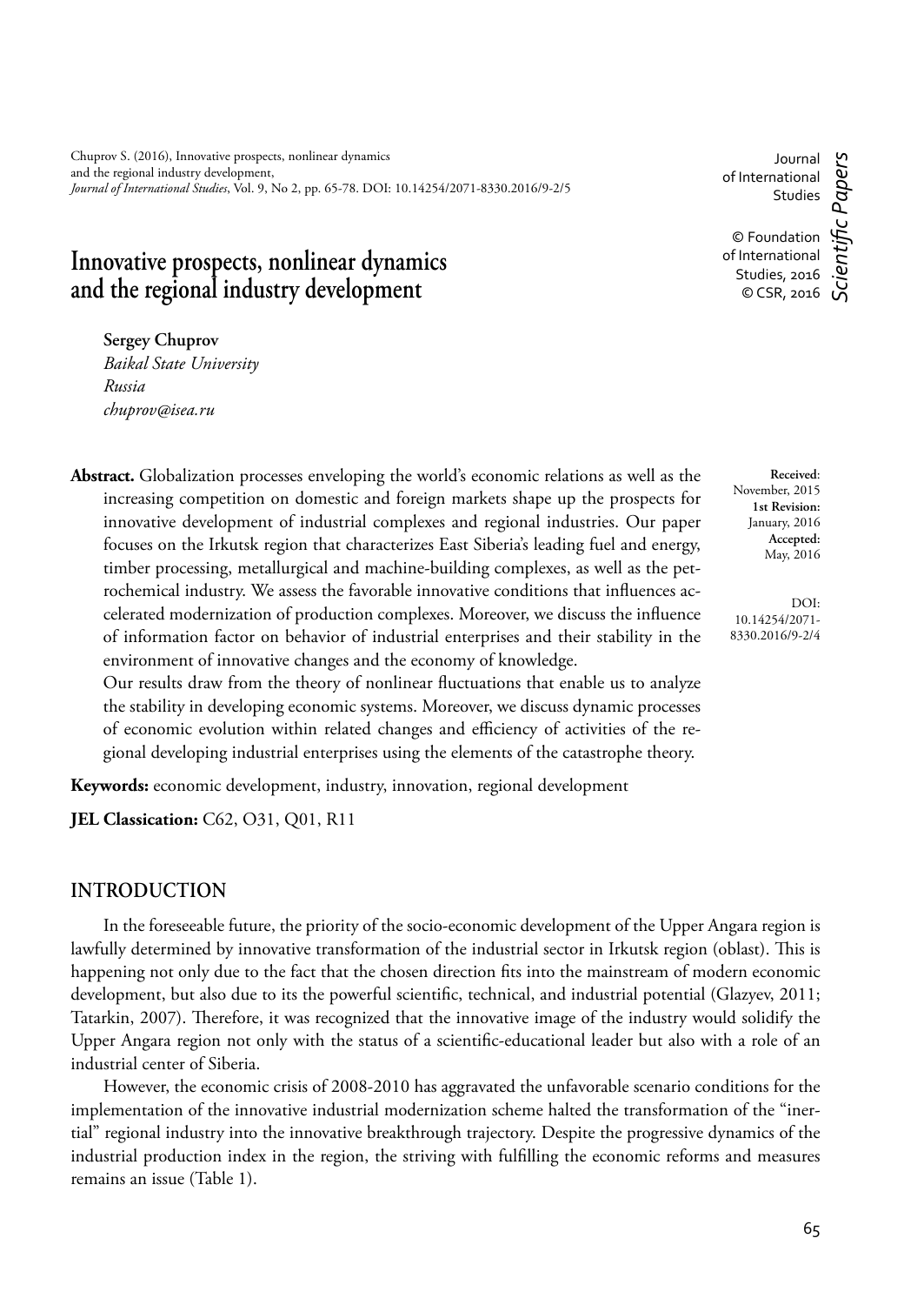Chuprov S. (2016), Innovative prospects, nonlinear dynamics and the regional industry development, *Journal of International Studies*, Vol. 9, No 2, pp. 65-78. DOI: 10.14254/2071-8330.2016/9-2/5

Journal of International Studies

© Foundation of International Studies, 2016
© CSR, 2016

*Scientific Papers*

# Innovative prospects, nonlinear dynamics and the regional industry development

**Sergey Chuprov**
*Baikal State University*
*Russia*
*chuprov@isea.ru*

**Received**: November, 2015
**1st Revision:** January, 2016
**Accepted:** May, 2016

DOI: 10.14254/2071-8330.2016/9-2/4

**Abstract.** Globalization processes enveloping the world's economic relations as well as the increasing competition on domestic and foreign markets shape up the prospects for innovative development of industrial complexes and regional industries. Our paper focuses on the Irkutsk region that characterizes East Siberia's leading fuel and energy, timber processing, metallurgical and machine-building complexes, as well as the petrochemical industry. We assess the favorable innovative conditions that influences accelerated modernization of production complexes. Moreover, we discuss the influence of information factor on behavior of industrial enterprises and their stability in the environment of innovative changes and the economy of knowledge.

Our results draw from the theory of nonlinear fluctuations that enable us to analyze the stability in developing economic systems. Moreover, we discuss dynamic processes of economic evolution within related changes and efficiency of activities of the regional developing industrial enterprises using the elements of the catastrophe theory.

**Keywords:** economic development, industry, innovation, regional development

**JEL Classication:** C62, O31, Q01, R11

## INTRODUCTION

In the foreseeable future, the priority of the socio-economic development of the Upper Angara region is lawfully determined by innovative transformation of the industrial sector in Irkutsk region (oblast). This is happening not only due to the fact that the chosen direction fits into the mainstream of modern economic development, but also due to its the powerful scientific, technical, and industrial potential (Glazyev, 2011; Tatarkin, 2007). Therefore, it was recognized that the innovative image of the industry would solidify the Upper Angara region not only with the status of a scientific-educational leader but also with a role of an industrial center of Siberia.

However, the economic crisis of 2008-2010 has aggravated the unfavorable scenario conditions for the implementation of the innovative industrial modernization scheme halted the transformation of the "inertial" regional industry into the innovative breakthrough trajectory. Despite the progressive dynamics of the industrial production index in the region, the striving with fulfilling the economic reforms and measures remains an issue (Table 1).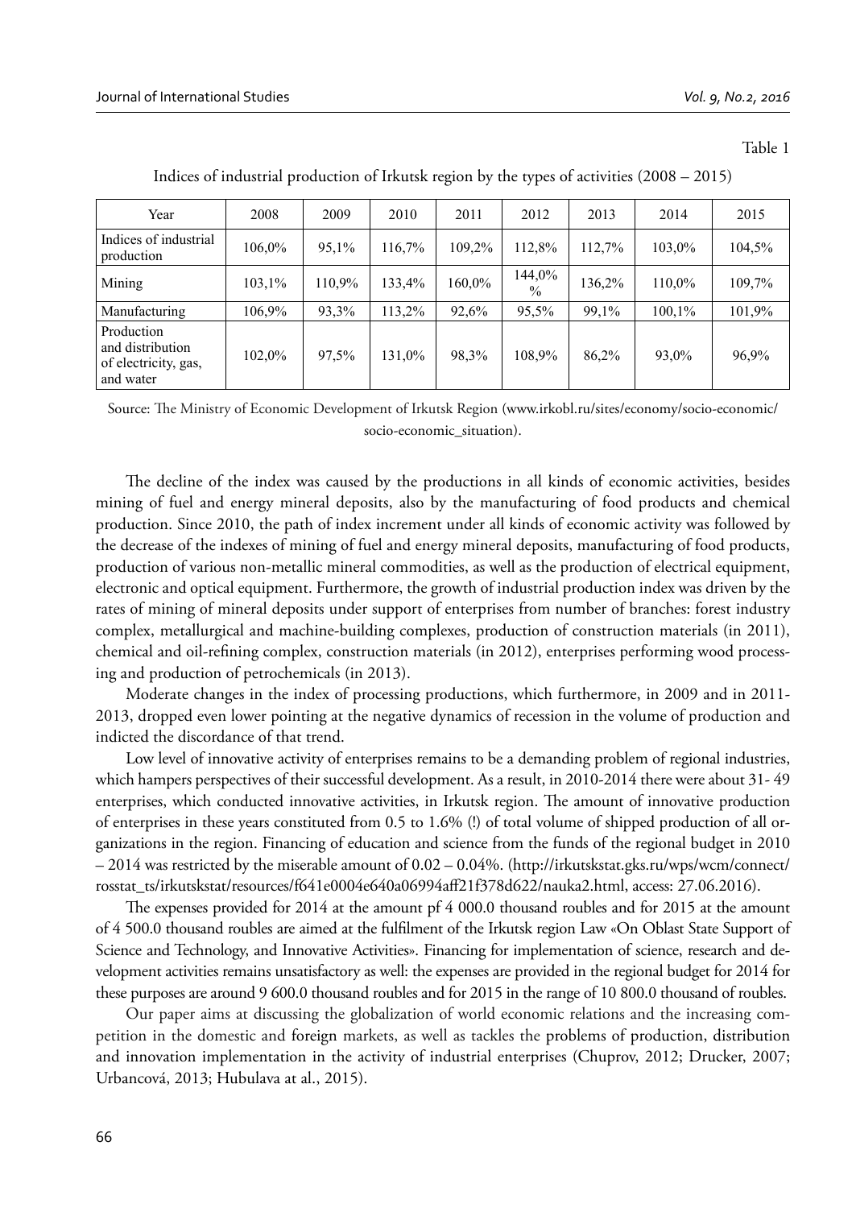Table 1

Indices of industrial production of Irkutsk region by the types of activities (2008 – 2015)

| Year | 2008 | 2009 | 2010 | 2011 | 2012 | 2013 | 2014 | 2015 |
|---|---|---|---|---|---|---|---|---|
| Indices of industrial production | 106,0% | 95,1% | 116,7% | 109,2% | 112,8% | 112,7% | 103,0% | 104,5% |
| Mining | 103,1% | 110,9% | 133,4% | 160,0% | 144,0% % | 136,2% | 110,0% | 109,7% |
| Manufacturing | 106,9% | 93,3% | 113,2% | 92,6% | 95,5% | 99,1% | 100,1% | 101,9% |
| Production and distribution of electricity, gas, and water | 102,0% | 97,5% | 131,0% | 98,3% | 108,9% | 86,2% | 93,0% | 96,9% |

Source: The Ministry of Economic Development of Irkutsk Region (www.irkobl.ru/sites/economy/socio-economic/socio-economic_situation).

The decline of the index was caused by the productions in all kinds of economic activities, besides mining of fuel and energy mineral deposits, also by the manufacturing of food products and chemical production. Since 2010, the path of index increment under all kinds of economic activity was followed by the decrease of the indexes of mining of fuel and energy mineral deposits, manufacturing of food products, production of various non-metallic mineral commodities, as well as the production of electrical equipment, electronic and optical equipment. Furthermore, the growth of industrial production index was driven by the rates of mining of mineral deposits under support of enterprises from number of branches: forest industry complex, metallurgical and machine-building complexes, production of construction materials (in 2011), chemical and oil-refining complex, construction materials (in 2012), enterprises performing wood processing and production of petrochemicals (in 2013).

Moderate changes in the index of processing productions, which furthermore, in 2009 and in 2011-2013, dropped even lower pointing at the negative dynamics of recession in the volume of production and indicted the discordance of that trend.

Low level of innovative activity of enterprises remains to be a demanding problem of regional industries, which hampers perspectives of their successful development. As a result, in 2010-2014 there were about 31- 49 enterprises, which conducted innovative activities, in Irkutsk region. The amount of innovative production of enterprises in these years constituted from 0.5 to 1.6% (!) of total volume of shipped production of all organizations in the region. Financing of education and science from the funds of the regional budget in 2010 – 2014 was restricted by the miserable amount of 0.02 – 0.04%. (http://irkutskstat.gks.ru/wps/wcm/connect/rosstat_ts/irkutskstat/resources/f641e0004e640a06994aff21f378d622/nauka2.html, access: 27.06.2016).

The expenses provided for 2014 at the amount pf 4 000.0 thousand roubles and for 2015 at the amount of 4 500.0 thousand roubles are aimed at the fulfilment of the Irkutsk region Law «On Oblast State Support of Science and Technology, and Innovative Activities». Financing for implementation of science, research and development activities remains unsatisfactory as well: the expenses are provided in the regional budget for 2014 for these purposes are around 9 600.0 thousand roubles and for 2015 in the range of 10 800.0 thousand of roubles.

Our paper aims at discussing the globalization of world economic relations and the increasing competition in the domestic and foreign markets, as well as tackles the problems of production, distribution and innovation implementation in the activity of industrial enterprises (Chuprov, 2012; Drucker, 2007; Urbancová, 2013; Hubulava at al., 2015).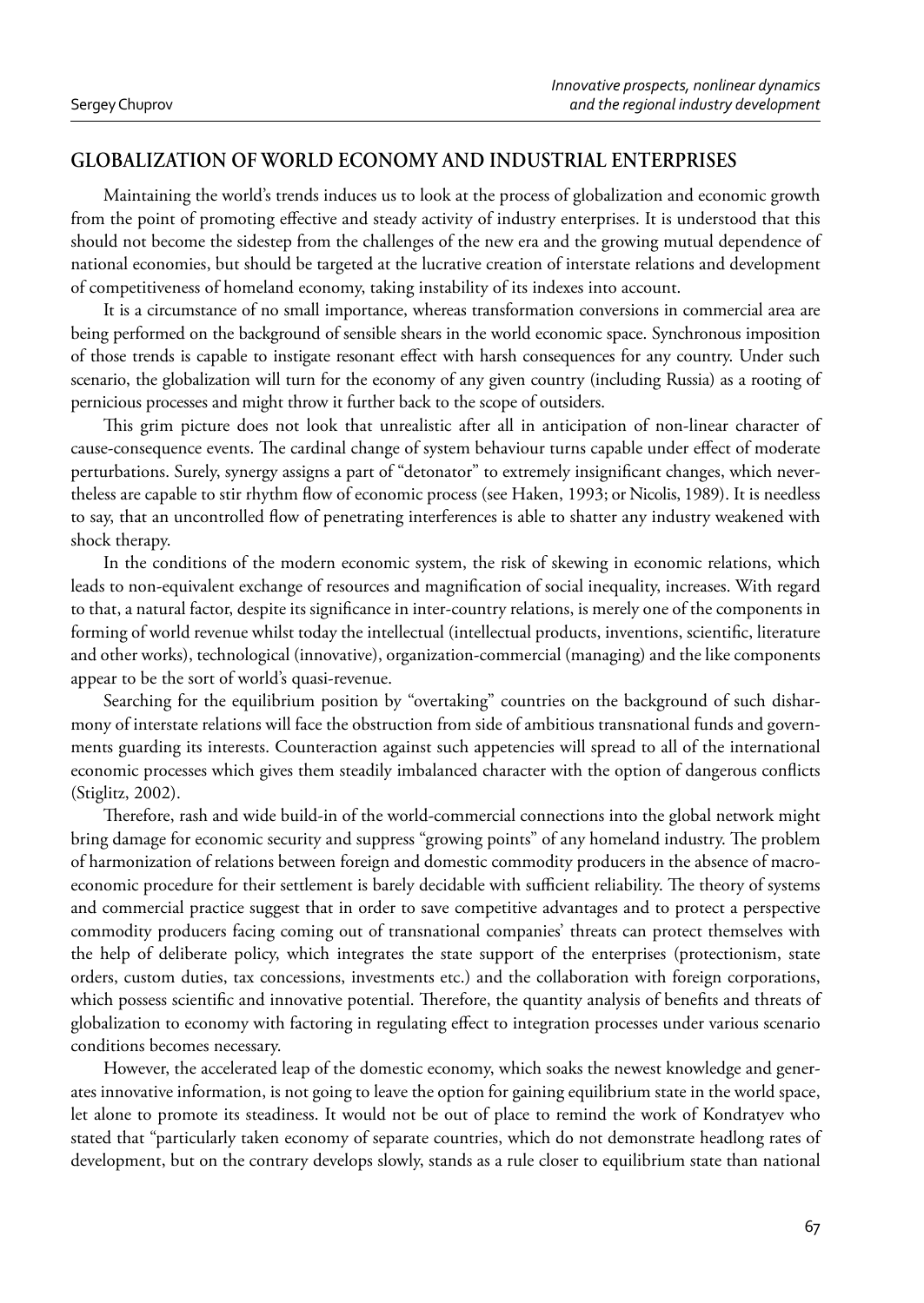## GLOBALIZATION OF WORLD ECONOMY AND INDUSTRIAL ENTERPRISES

Maintaining the world's trends induces us to look at the process of globalization and economic growth from the point of promoting effective and steady activity of industry enterprises. It is understood that this should not become the sidestep from the challenges of the new era and the growing mutual dependence of national economies, but should be targeted at the lucrative creation of interstate relations and development of competitiveness of homeland economy, taking instability of its indexes into account.

It is a circumstance of no small importance, whereas transformation conversions in commercial area are being performed on the background of sensible shears in the world economic space. Synchronous imposition of those trends is capable to instigate resonant effect with harsh consequences for any country. Under such scenario, the globalization will turn for the economy of any given country (including Russia) as a rooting of pernicious processes and might throw it further back to the scope of outsiders.

This grim picture does not look that unrealistic after all in anticipation of non-linear character of cause-consequence events. The cardinal change of system behaviour turns capable under effect of moderate perturbations. Surely, synergy assigns a part of "detonator" to extremely insignificant changes, which nevertheless are capable to stir rhythm flow of economic process (see Haken, 1993; or Nicolis, 1989). It is needless to say, that an uncontrolled flow of penetrating interferences is able to shatter any industry weakened with shock therapy.

In the conditions of the modern economic system, the risk of skewing in economic relations, which leads to non-equivalent exchange of resources and magnification of social inequality, increases. With regard to that, a natural factor, despite its significance in inter-country relations, is merely one of the components in forming of world revenue whilst today the intellectual (intellectual products, inventions, scientific, literature and other works), technological (innovative), organization-commercial (managing) and the like components appear to be the sort of world's quasi-revenue.

Searching for the equilibrium position by "overtaking" countries on the background of such disharmony of interstate relations will face the obstruction from side of ambitious transnational funds and governments guarding its interests. Counteraction against such appetencies will spread to all of the international economic processes which gives them steadily imbalanced character with the option of dangerous conflicts (Stiglitz, 2002).

Therefore, rash and wide build-in of the world-commercial connections into the global network might bring damage for economic security and suppress "growing points" of any homeland industry. The problem of harmonization of relations between foreign and domestic commodity producers in the absence of macroeconomic procedure for their settlement is barely decidable with sufficient reliability. The theory of systems and commercial practice suggest that in order to save competitive advantages and to protect a perspective commodity producers facing coming out of transnational companies' threats can protect themselves with the help of deliberate policy, which integrates the state support of the enterprises (protectionism, state orders, custom duties, tax concessions, investments etc.) and the collaboration with foreign corporations, which possess scientific and innovative potential. Therefore, the quantity analysis of benefits and threats of globalization to economy with factoring in regulating effect to integration processes under various scenario conditions becomes necessary.

However, the accelerated leap of the domestic economy, which soaks the newest knowledge and generates innovative information, is not going to leave the option for gaining equilibrium state in the world space, let alone to promote its steadiness. It would not be out of place to remind the work of Kondratyev who stated that "particularly taken economy of separate countries, which do not demonstrate headlong rates of development, but on the contrary develops slowly, stands as a rule closer to equilibrium state than national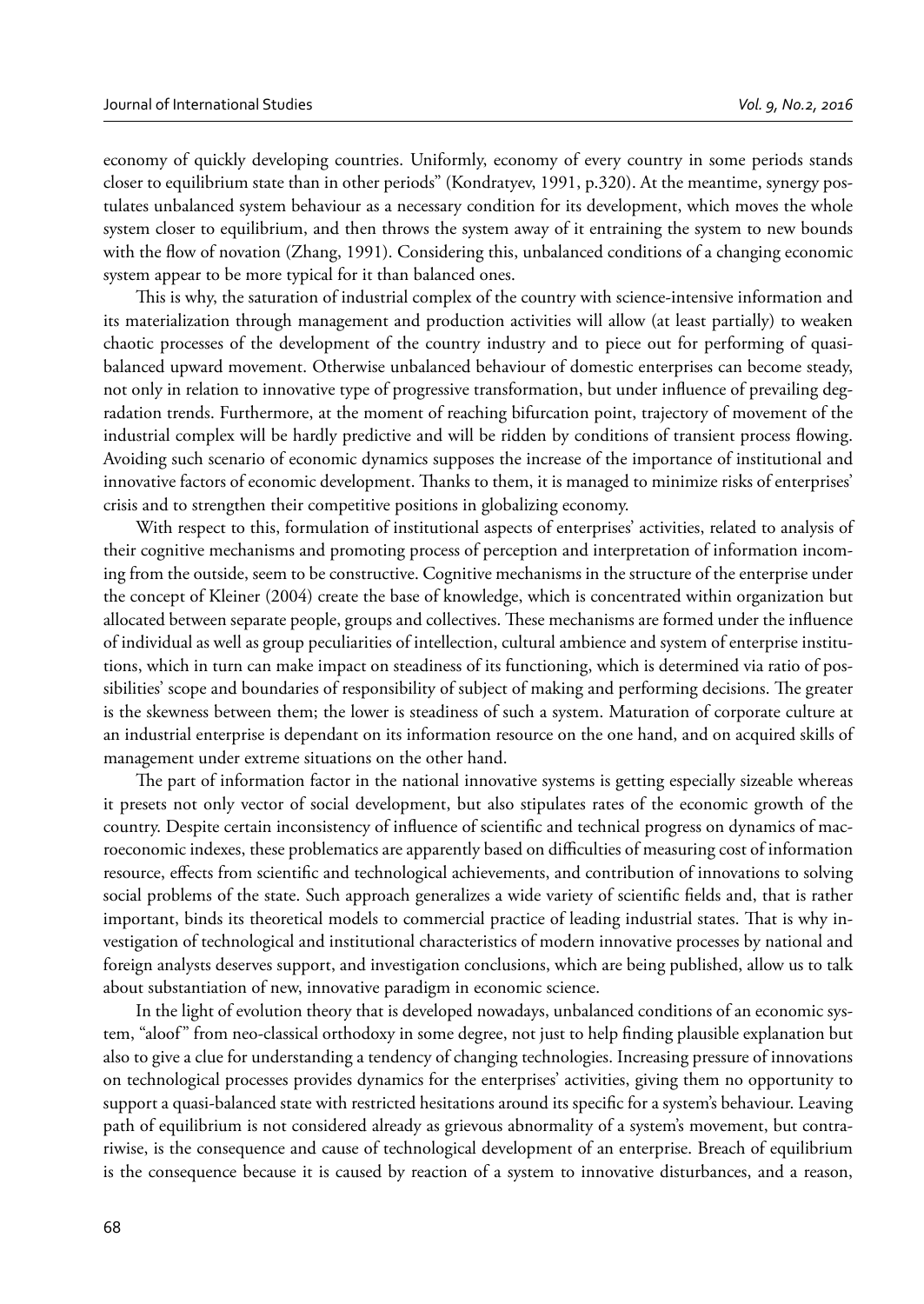economy of quickly developing countries. Uniformly, economy of every country in some periods stands closer to equilibrium state than in other periods" (Kondratyev, 1991, p.320). At the meantime, synergy postulates unbalanced system behaviour as a necessary condition for its development, which moves the whole system closer to equilibrium, and then throws the system away of it entraining the system to new bounds with the flow of novation (Zhang, 1991). Considering this, unbalanced conditions of a changing economic system appear to be more typical for it than balanced ones.

This is why, the saturation of industrial complex of the country with science-intensive information and its materialization through management and production activities will allow (at least partially) to weaken chaotic processes of the development of the country industry and to piece out for performing of quasi-balanced upward movement. Otherwise unbalanced behaviour of domestic enterprises can become steady, not only in relation to innovative type of progressive transformation, but under influence of prevailing degradation trends. Furthermore, at the moment of reaching bifurcation point, trajectory of movement of the industrial complex will be hardly predictive and will be ridden by conditions of transient process flowing. Avoiding such scenario of economic dynamics supposes the increase of the importance of institutional and innovative factors of economic development. Thanks to them, it is managed to minimize risks of enterprises' crisis and to strengthen their competitive positions in globalizing economy.

With respect to this, formulation of institutional aspects of enterprises' activities, related to analysis of their cognitive mechanisms and promoting process of perception and interpretation of information incoming from the outside, seem to be constructive. Cognitive mechanisms in the structure of the enterprise under the concept of Kleiner (2004) create the base of knowledge, which is concentrated within organization but allocated between separate people, groups and collectives. These mechanisms are formed under the influence of individual as well as group peculiarities of intellection, cultural ambience and system of enterprise institutions, which in turn can make impact on steadiness of its functioning, which is determined via ratio of possibilities' scope and boundaries of responsibility of subject of making and performing decisions. The greater is the skewness between them; the lower is steadiness of such a system. Maturation of corporate culture at an industrial enterprise is dependant on its information resource on the one hand, and on acquired skills of management under extreme situations on the other hand.

The part of information factor in the national innovative systems is getting especially sizeable whereas it presets not only vector of social development, but also stipulates rates of the economic growth of the country. Despite certain inconsistency of influence of scientific and technical progress on dynamics of macroeconomic indexes, these problematics are apparently based on difficulties of measuring cost of information resource, effects from scientific and technological achievements, and contribution of innovations to solving social problems of the state. Such approach generalizes a wide variety of scientific fields and, that is rather important, binds its theoretical models to commercial practice of leading industrial states. That is why investigation of technological and institutional characteristics of modern innovative processes by national and foreign analysts deserves support, and investigation conclusions, which are being published, allow us to talk about substantiation of new, innovative paradigm in economic science.

In the light of evolution theory that is developed nowadays, unbalanced conditions of an economic system, "aloof" from neo-classical orthodoxy in some degree, not just to help finding plausible explanation but also to give a clue for understanding a tendency of changing technologies. Increasing pressure of innovations on technological processes provides dynamics for the enterprises' activities, giving them no opportunity to support a quasi-balanced state with restricted hesitations around its specific for a system's behaviour. Leaving path of equilibrium is not considered already as grievous abnormality of a system's movement, but contrariwise, is the consequence and cause of technological development of an enterprise. Breach of equilibrium is the consequence because it is caused by reaction of a system to innovative disturbances, and a reason,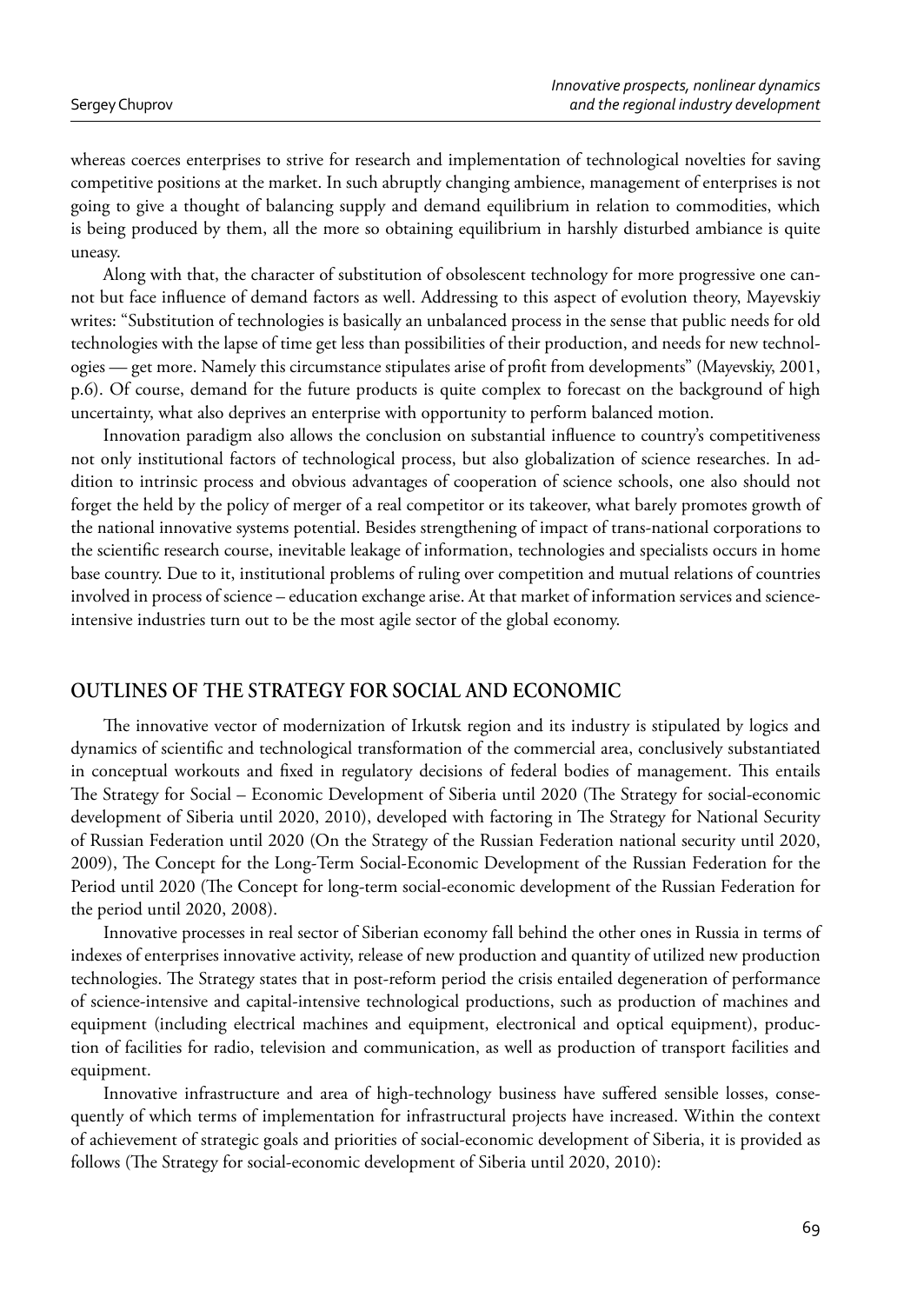whereas coerces enterprises to strive for research and implementation of technological novelties for saving competitive positions at the market. In such abruptly changing ambience, management of enterprises is not going to give a thought of balancing supply and demand equilibrium in relation to commodities, which is being produced by them, all the more so obtaining equilibrium in harshly disturbed ambiance is quite uneasy.

Along with that, the character of substitution of obsolescent technology for more progressive one cannot but face influence of demand factors as well. Addressing to this aspect of evolution theory, Mayevskiy writes: "Substitution of technologies is basically an unbalanced process in the sense that public needs for old technologies with the lapse of time get less than possibilities of their production, and needs for new technologies — get more. Namely this circumstance stipulates arise of profit from developments" (Mayevskiy, 2001, p.6). Of course, demand for the future products is quite complex to forecast on the background of high uncertainty, what also deprives an enterprise with opportunity to perform balanced motion.

Innovation paradigm also allows the conclusion on substantial influence to country's competitiveness not only institutional factors of technological process, but also globalization of science researches. In addition to intrinsic process and obvious advantages of cooperation of science schools, one also should not forget the held by the policy of merger of a real competitor or its takeover, what barely promotes growth of the national innovative systems potential. Besides strengthening of impact of trans-national corporations to the scientific research course, inevitable leakage of information, technologies and specialists occurs in home base country. Due to it, institutional problems of ruling over competition and mutual relations of countries involved in process of science – education exchange arise. At that market of information services and science-intensive industries turn out to be the most agile sector of the global economy.

## OUTLINES OF THE STRATEGY FOR SOCIAL AND ECONOMIC

The innovative vector of modernization of Irkutsk region and its industry is stipulated by logics and dynamics of scientific and technological transformation of the commercial area, conclusively substantiated in conceptual workouts and fixed in regulatory decisions of federal bodies of management. This entails The Strategy for Social – Economic Development of Siberia until 2020 (The Strategy for social-economic development of Siberia until 2020, 2010), developed with factoring in The Strategy for National Security of Russian Federation until 2020 (On the Strategy of the Russian Federation national security until 2020, 2009), The Concept for the Long-Term Social-Economic Development of the Russian Federation for the Period until 2020 (The Concept for long-term social-economic development of the Russian Federation for the period until 2020, 2008).

Innovative processes in real sector of Siberian economy fall behind the other ones in Russia in terms of indexes of enterprises innovative activity, release of new production and quantity of utilized new production technologies. The Strategy states that in post-reform period the crisis entailed degeneration of performance of science-intensive and capital-intensive technological productions, such as production of machines and equipment (including electrical machines and equipment, electronical and optical equipment), production of facilities for radio, television and communication, as well as production of transport facilities and equipment.

Innovative infrastructure and area of high-technology business have suffered sensible losses, consequently of which terms of implementation for infrastructural projects have increased. Within the context of achievement of strategic goals and priorities of social-economic development of Siberia, it is provided as follows (The Strategy for social-economic development of Siberia until 2020, 2010):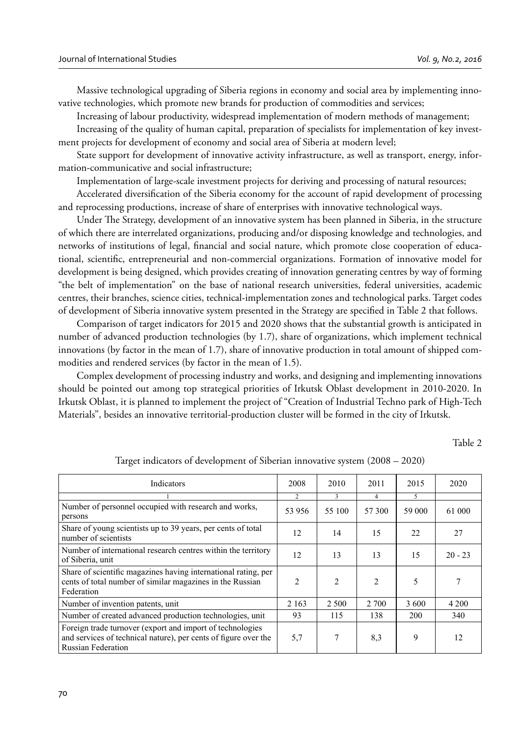Massive technological upgrading of Siberia regions in economy and social area by implementing innovative technologies, which promote new brands for production of commodities and services;

Increasing of labour productivity, widespread implementation of modern methods of management;

Increasing of the quality of human capital, preparation of specialists for implementation of key investment projects for development of economy and social area of Siberia at modern level;

State support for development of innovative activity infrastructure, as well as transport, energy, information-communicative and social infrastructure;

Implementation of large-scale investment projects for deriving and processing of natural resources;

Accelerated diversification of the Siberia economy for the account of rapid development of processing and reprocessing productions, increase of share of enterprises with innovative technological ways.

Under The Strategy, development of an innovative system has been planned in Siberia, in the structure of which there are interrelated organizations, producing and/or disposing knowledge and technologies, and networks of institutions of legal, financial and social nature, which promote close cooperation of educational, scientific, entrepreneurial and non-commercial organizations. Formation of innovative model for development is being designed, which provides creating of innovation generating centres by way of forming "the belt of implementation" on the base of national research universities, federal universities, academic centres, their branches, science cities, technical-implementation zones and technological parks. Target codes of development of Siberia innovative system presented in the Strategy are specified in Table 2 that follows.

Comparison of target indicators for 2015 and 2020 shows that the substantial growth is anticipated in number of advanced production technologies (by 1.7), share of organizations, which implement technical innovations (by factor in the mean of 1.7), share of innovative production in total amount of shipped commodities and rendered services (by factor in the mean of 1.5).

Complex development of processing industry and works, and designing and implementing innovations should be pointed out among top strategical priorities of Irkutsk Oblast development in 2010-2020. In Irkutsk Oblast, it is planned to implement the project of "Creation of Industrial Techno park of High-Tech Materials", besides an innovative territorial-production cluster will be formed in the city of Irkutsk.

Table 2

Target indicators of development of Siberian innovative system (2008 – 2020)

| Indicators | 2008 | 2010 | 2011 | 2015 | 2020 |
|---|---|---|---|---|---|
| 1 | 2 | 3 | 4 | 5 | |
| Number of personnel occupied with research and works, persons | 53 956 | 55 100 | 57 300 | 59 000 | 61 000 |
| Share of young scientists up to 39 years, per cents of total number of scientists | 12 | 14 | 15 | 22 | 27 |
| Number of international research centres within the territory of Siberia, unit | 12 | 13 | 13 | 15 | 20 - 23 |
| Share of scientific magazines having international rating, per cents of total number of similar magazines in the Russian Federation | 2 | 2 | 2 | 5 | 7 |
| Number of invention patents, unit | 2 163 | 2 500 | 2 700 | 3 600 | 4 200 |
| Number of created advanced production technologies, unit | 93 | 115 | 138 | 200 | 340 |
| Foreign trade turnover (export and import of technologies and services of technical nature), per cents of figure over the Russian Federation | 5,7 | 7 | 8,3 | 9 | 12 |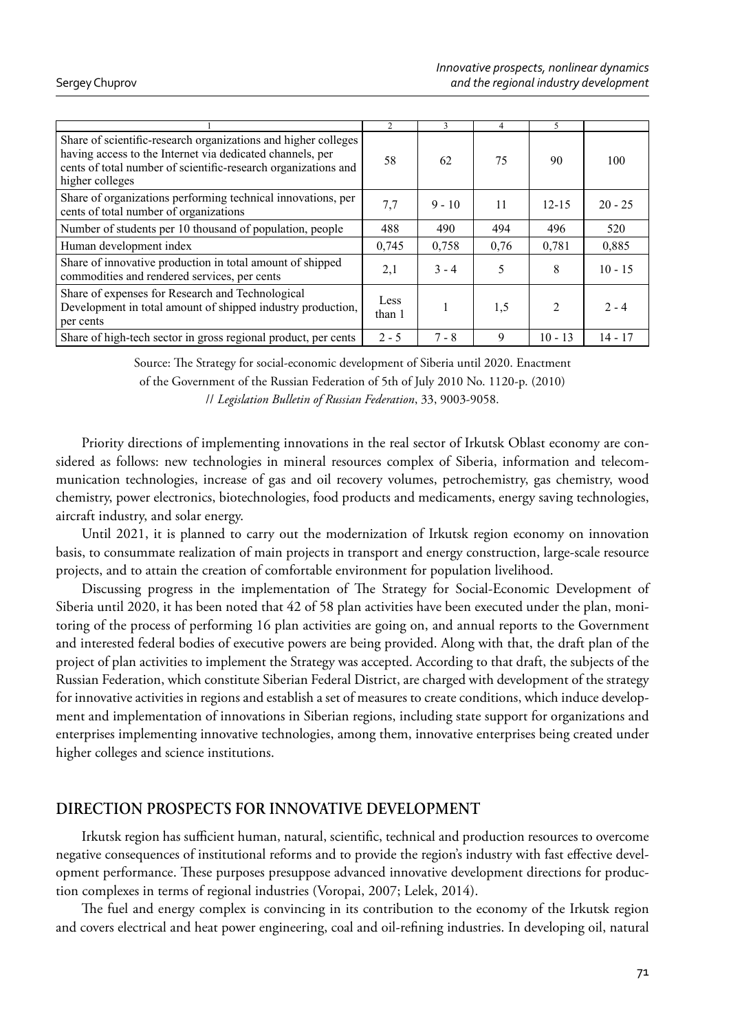| 1 | 2 | 3 | 4 | 5 | |
|---|---|---|---|---|---|
| Share of scientific-research organizations and higher colleges having access to the Internet via dedicated channels, per cents of total number of scientific-research organizations and higher colleges | 58 | 62 | 75 | 90 | 100 |
| Share of organizations performing technical innovations, per cents of total number of organizations | 7,7 | 9 - 10 | 11 | 12-15 | 20 - 25 |
| Number of students per 10 thousand of population, people | 488 | 490 | 494 | 496 | 520 |
| Human development index | 0,745 | 0,758 | 0,76 | 0,781 | 0,885 |
| Share of innovative production in total amount of shipped commodities and rendered services, per cents | 2,1 | 3 - 4 | 5 | 8 | 10 - 15 |
| Share of expenses for Research and Technological Development in total amount of shipped industry production, per cents | Less than 1 | 1 | 1,5 | 2 | 2 - 4 |
| Share of high-tech sector in gross regional product, per cents | 2 - 5 | 7 - 8 | 9 | 10 - 13 | 14 - 17 |

Source: The Strategy for social-economic development of Siberia until 2020. Enactment of the Government of the Russian Federation of 5th of July 2010 No. 1120-p. (2010) // *Legislation Bulletin of Russian Federation*, 33, 9003-9058.

Priority directions of implementing innovations in the real sector of Irkutsk Oblast economy are considered as follows: new technologies in mineral resources complex of Siberia, information and telecommunication technologies, increase of gas and oil recovery volumes, petrochemistry, gas chemistry, wood chemistry, power electronics, biotechnologies, food products and medicaments, energy saving technologies, aircraft industry, and solar energy.

Until 2021, it is planned to carry out the modernization of Irkutsk region economy on innovation basis, to consummate realization of main projects in transport and energy construction, large-scale resource projects, and to attain the creation of comfortable environment for population livelihood.

Discussing progress in the implementation of The Strategy for Social-Economic Development of Siberia until 2020, it has been noted that 42 of 58 plan activities have been executed under the plan, monitoring of the process of performing 16 plan activities are going on, and annual reports to the Government and interested federal bodies of executive powers are being provided. Along with that, the draft plan of the project of plan activities to implement the Strategy was accepted. According to that draft, the subjects of the Russian Federation, which constitute Siberian Federal District, are charged with development of the strategy for innovative activities in regions and establish a set of measures to create conditions, which induce development and implementation of innovations in Siberian regions, including state support for organizations and enterprises implementing innovative technologies, among them, innovative enterprises being created under higher colleges and science institutions.

## DIRECTION PROSPECTS FOR INNOVATIVE DEVELOPMENT

Irkutsk region has sufficient human, natural, scientific, technical and production resources to overcome negative consequences of institutional reforms and to provide the region's industry with fast effective development performance. These purposes presuppose advanced innovative development directions for production complexes in terms of regional industries (Voropai, 2007; Lelek, 2014).

The fuel and energy complex is convincing in its contribution to the economy of the Irkutsk region and covers electrical and heat power engineering, coal and oil-refining industries. In developing oil, natural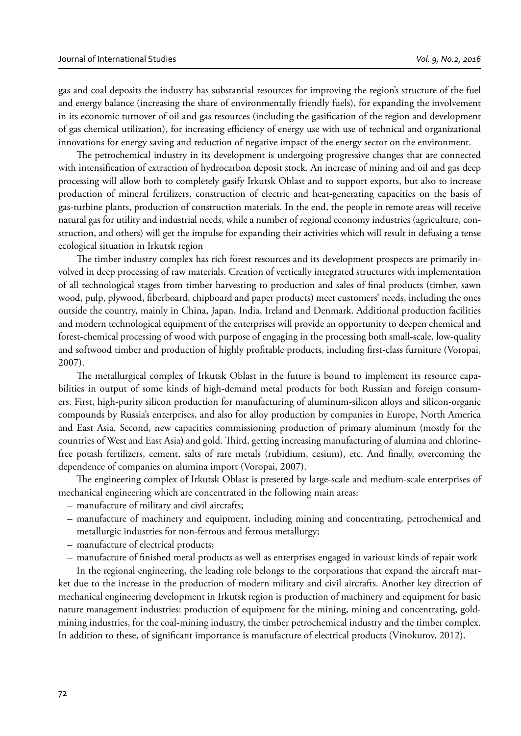gas and coal deposits the industry has substantial resources for improving the region's structure of the fuel and energy balance (increasing the share of environmentally friendly fuels), for expanding the involvement in its economic turnover of oil and gas resources (including the gasification of the region and development of gas chemical utilization), for increasing efficiency of energy use with use of technical and organizational innovations for energy saving and reduction of negative impact of the energy sector on the environment.

The petrochemical industry in its development is undergoing progressive changes that are connected with intensification of extraction of hydrocarbon deposit stock. An increase of mining and oil and gas deep processing will allow both to completely gasify Irkutsk Oblast and to support exports, but also to increase production of mineral fertilizers, construction of electric and heat-generating capacities on the basis of gas-turbine plants, production of construction materials. In the end, the people in remote areas will receive natural gas for utility and industrial needs, while a number of regional economy industries (agriculture, construction, and others) will get the impulse for expanding their activities which will result in defusing a tense ecological situation in Irkutsk region

The timber industry complex has rich forest resources and its development prospects are primarily involved in deep processing of raw materials. Creation of vertically integrated structures with implementation of all technological stages from timber harvesting to production and sales of final products (timber, sawn wood, pulp, plywood, fiberboard, chipboard and paper products) meet customers' needs, including the ones outside the country, mainly in China, Japan, India, Ireland and Denmark. Additional production facilities and modern technological equipment of the enterprises will provide an opportunity to deepen chemical and forest-chemical processing of wood with purpose of engaging in the processing both small-scale, low-quality and softwood timber and production of highly profitable products, including first-class furniture (Voropai, 2007).

The metallurgical complex of Irkutsk Oblast in the future is bound to implement its resource capabilities in output of some kinds of high-demand metal products for both Russian and foreign consumers. First, high-purity silicon production for manufacturing of aluminum-silicon alloys and silicon-organic compounds by Russia's enterprises, and also for alloy production by companies in Europe, North America and East Asia. Second, new capacities commissioning production of primary aluminum (mostly for the countries of West and East Asia) and gold. Third, getting increasing manufacturing of alumina and chlorine-free potash fertilizers, cement, salts of rare metals (rubidium, cesium), etc. And finally, overcoming the dependence of companies on alumina import (Voropai, 2007).

The engineering complex of Irkutsk Oblast is preseted by large-scale and medium-scale enterprises of mechanical engineering which are concentrated in the following main areas:

- manufacture of military and civil aircrafts;
- manufacture of machinery and equipment, including mining and concentrating, petrochemical and metallurgic industries for non-ferrous and ferrous metallurgy;
- manufacture of electrical products;
- manufacture of finished metal products as well as enterprises engaged in varioust kinds of repair work

In the regional engineering, the leading role belongs to the corporations that expand the aircraft market due to the increase in the production of modern military and civil aircrafts. Another key direction of mechanical engineering development in Irkutsk region is production of machinery and equipment for basic nature management industries: production of equipment for the mining, mining and concentrating, gold-mining industries, for the coal-mining industry, the timber petrochemical industry and the timber complex. In addition to these, of significant importance is manufacture of electrical products (Vinokurov, 2012).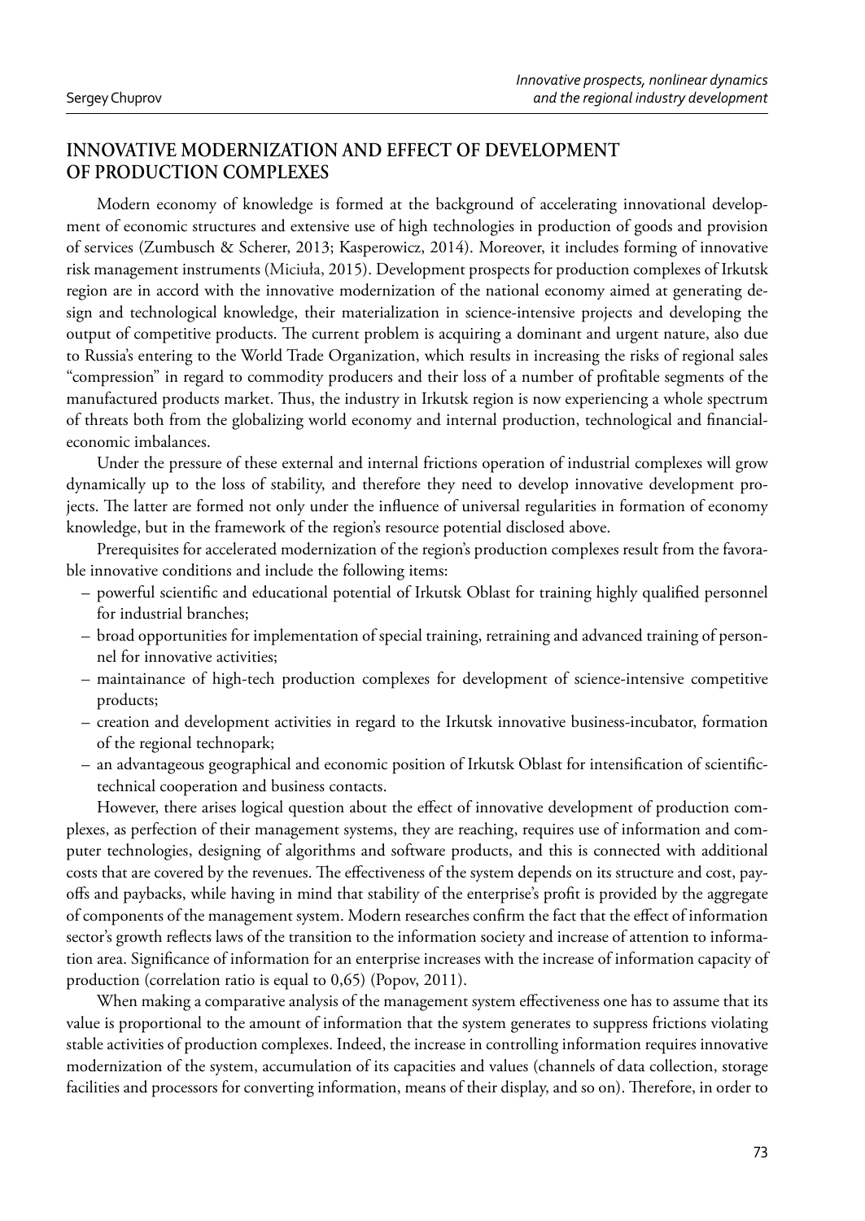## INNOVATIVE MODERNIZATION AND EFFECT OF DEVELOPMENT OF PRODUCTION COMPLEXES

Modern economy of knowledge is formed at the background of accelerating innovational development of economic structures and extensive use of high technologies in production of goods and provision of services (Zumbusch & Scherer, 2013; Kasperowicz, 2014). Moreover, it includes forming of innovative risk management instruments (Miciuła, 2015). Development prospects for production complexes of Irkutsk region are in accord with the innovative modernization of the national economy aimed at generating design and technological knowledge, their materialization in science-intensive projects and developing the output of competitive products. The current problem is acquiring a dominant and urgent nature, also due to Russia's entering to the World Trade Organization, which results in increasing the risks of regional sales "compression" in regard to commodity producers and their loss of a number of profitable segments of the manufactured products market. Thus, the industry in Irkutsk region is now experiencing a whole spectrum of threats both from the globalizing world economy and internal production, technological and financial-economic imbalances.

Under the pressure of these external and internal frictions operation of industrial complexes will grow dynamically up to the loss of stability, and therefore they need to develop innovative development projects. The latter are formed not only under the influence of universal regularities in formation of economy knowledge, but in the framework of the region's resource potential disclosed above.

Prerequisites for accelerated modernization of the region's production complexes result from the favorable innovative conditions and include the following items:

- powerful scientific and educational potential of Irkutsk Oblast for training highly qualified personnel for industrial branches;
- broad opportunities for implementation of special training, retraining and advanced training of personnel for innovative activities;
- maintainance of high-tech production complexes for development of science-intensive competitive products;
- creation and development activities in regard to the Irkutsk innovative business-incubator, formation of the regional technopark;
- an advantageous geographical and economic position of Irkutsk Oblast for intensification of scientific-technical cooperation and business contacts.

However, there arises logical question about the effect of innovative development of production complexes, as perfection of their management systems, they are reaching, requires use of information and computer technologies, designing of algorithms and software products, and this is connected with additional costs that are covered by the revenues. The effectiveness of the system depends on its structure and cost, payoffs and paybacks, while having in mind that stability of the enterprise's profit is provided by the aggregate of components of the management system. Modern researches confirm the fact that the effect of information sector's growth reflects laws of the transition to the information society and increase of attention to information area. Significance of information for an enterprise increases with the increase of information capacity of production (correlation ratio is equal to 0,65) (Popov, 2011).

When making a comparative analysis of the management system effectiveness one has to assume that its value is proportional to the amount of information that the system generates to suppress frictions violating stable activities of production complexes. Indeed, the increase in controlling information requires innovative modernization of the system, accumulation of its capacities and values (channels of data collection, storage facilities and processors for converting information, means of their display, and so on). Therefore, in order to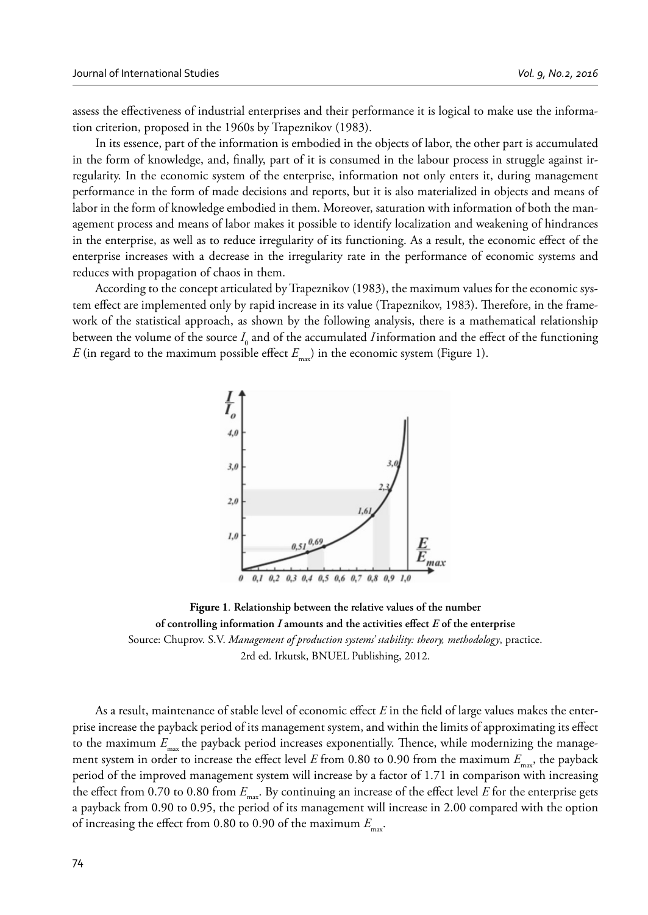assess the effectiveness of industrial enterprises and their performance it is logical to make use the information criterion, proposed in the 1960s by Trapeznikov (1983).

In its essence, part of the information is embodied in the objects of labor, the other part is accumulated in the form of knowledge, and, finally, part of it is consumed in the labour process in struggle against irregularity. In the economic system of the enterprise, information not only enters it, during management performance in the form of made decisions and reports, but it is also materialized in objects and means of labor in the form of knowledge embodied in them. Moreover, saturation with information of both the management process and means of labor makes it possible to identify localization and weakening of hindrances in the enterprise, as well as to reduce irregularity of its functioning. As a result, the economic effect of the enterprise increases with a decrease in the irregularity rate in the performance of economic systems and reduces with propagation of chaos in them.

According to the concept articulated by Trapeznikov (1983), the maximum values for the economic system effect are implemented only by rapid increase in its value (Trapeznikov, 1983). Therefore, in the framework of the statistical approach, as shown by the following analysis, there is a mathematical relationship between the volume of the source $I_0$ and of the accumulated $I$ information and the effect of the functioning $E$ (in regard to the maximum possible effect $E_{max}$) in the economic system (Figure 1).

**Figure 1**. **Relationship between the relative values of the number of controlling information $I$ amounts and the activities effect $E$ of the enterprise**

Source: Chuprov. S.V. *Management of production systems' stability: theory, methodology*, practice. 2rd ed. Irkutsk, BNUEL Publishing, 2012.

As a result, maintenance of stable level of economic effect $E$ in the field of large values makes the enterprise increase the payback period of its management system, and within the limits of approximating its effect to the maximum $E_{max}$ the payback period increases exponentially. Thence, while modernizing the management system in order to increase the effect level $E$ from 0.80 to 0.90 from the maximum $E_{max}$, the payback period of the improved management system will increase by a factor of 1.71 in comparison with increasing the effect from 0.70 to 0.80 from $E_{max}$. By continuing an increase of the effect level $E$ for the enterprise gets a payback from 0.90 to 0.95, the period of its management will increase in 2.00 compared with the option of increasing the effect from 0.80 to 0.90 of the maximum $E_{max}$.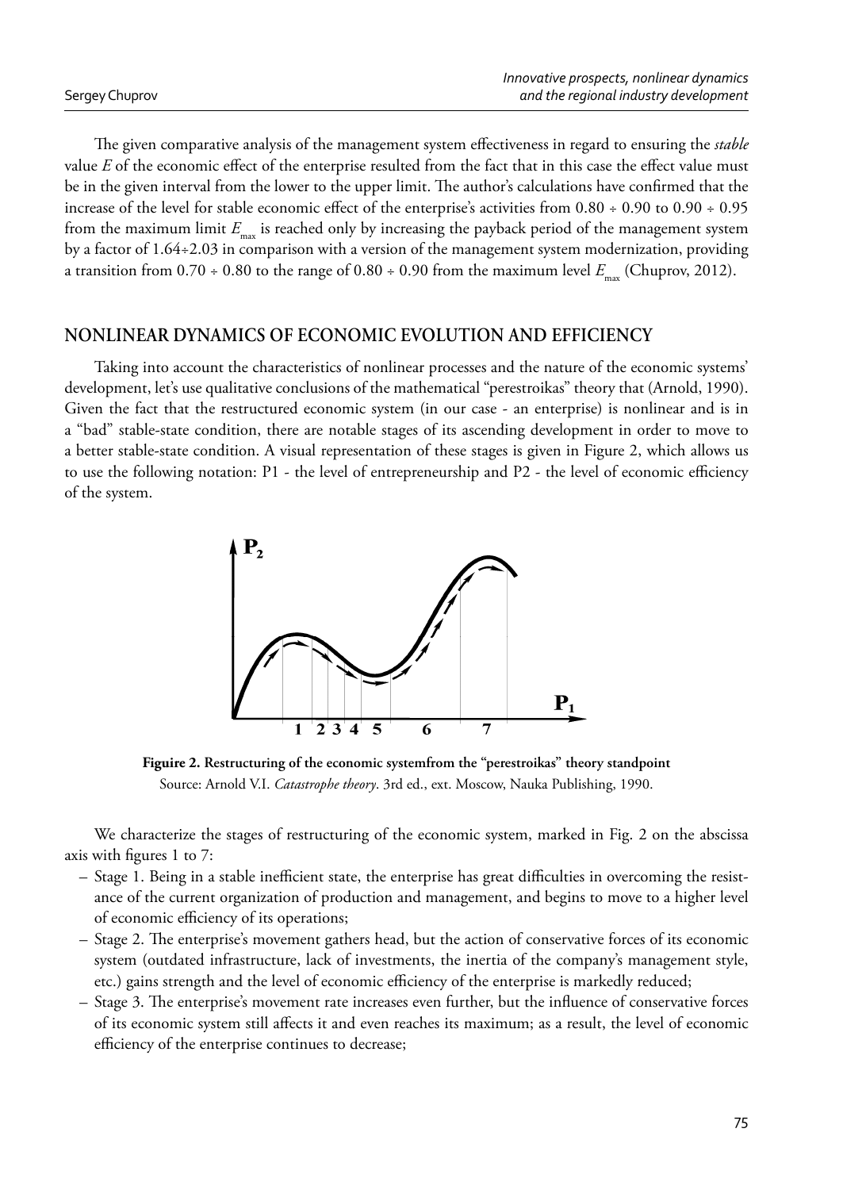The given comparative analysis of the management system effectiveness in regard to ensuring the *stable* value $E$ of the economic effect of the enterprise resulted from the fact that in this case the effect value must be in the given interval from the lower to the upper limit. The author's calculations have confirmed that the increase of the level for stable economic effect of the enterprise's activities from 0.80 ÷ 0.90 to 0.90 ÷ 0.95 from the maximum limit $E_{max}$ is reached only by increasing the payback period of the management system by a factor of 1.64÷2.03 in comparison with a version of the management system modernization, providing a transition from 0.70 ÷ 0.80 to the range of 0.80 ÷ 0.90 from the maximum level $E_{max}$ (Chuprov, 2012).

## NONLINEAR DYNAMICS OF ECONOMIC EVOLUTION AND EFFICIENCY

Taking into account the characteristics of nonlinear processes and the nature of the economic systems' development, let's use qualitative conclusions of the mathematical "perestroikas" theory that (Arnold, 1990). Given the fact that the restructured economic system (in our case - an enterprise) is nonlinear and is in a "bad" stable-state condition, there are notable stages of its ascending development in order to move to a better stable-state condition. A visual representation of these stages is given in Figure 2, which allows us to use the following notation: P1 - the level of entrepreneurship and P2 - the level of economic efficiency of the system.

**Figuire 2. Restructuring of the economic systemfrom the "perestroikas" theory standpoint**
Source: Arnold V.I. *Catastrophe theory*. 3rd ed., ext. Moscow, Nauka Publishing, 1990.

We characterize the stages of restructuring of the economic system, marked in Fig. 2 on the abscissa axis with figures 1 to 7:

- Stage 1. Being in a stable inefficient state, the enterprise has great difficulties in overcoming the resistance of the current organization of production and management, and begins to move to a higher level of economic efficiency of its operations;
- Stage 2. The enterprise's movement gathers head, but the action of conservative forces of its economic system (outdated infrastructure, lack of investments, the inertia of the company's management style, etc.) gains strength and the level of economic efficiency of the enterprise is markedly reduced;
- Stage 3. The enterprise's movement rate increases even further, but the influence of conservative forces of its economic system still affects it and even reaches its maximum; as a result, the level of economic efficiency of the enterprise continues to decrease;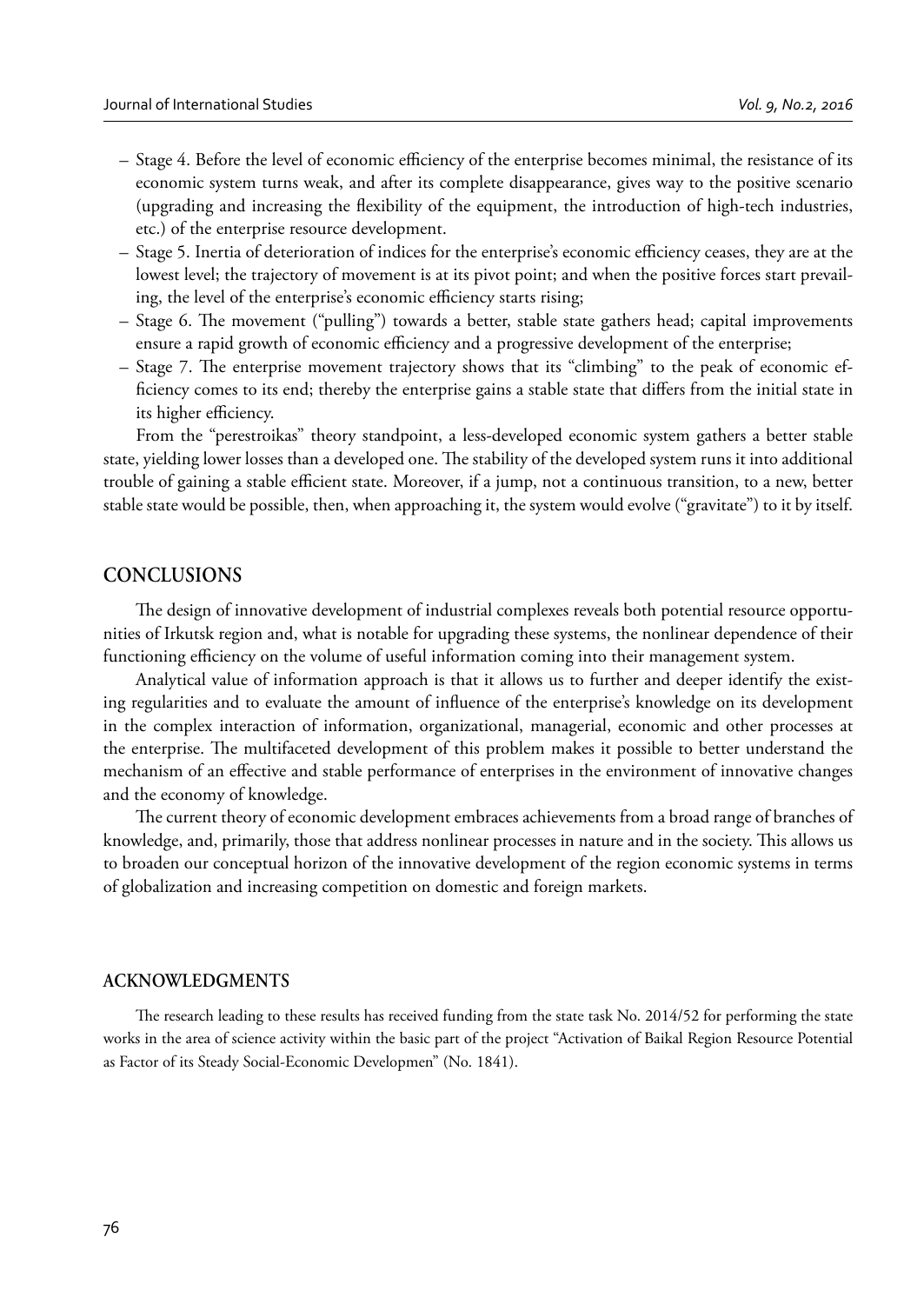- Stage 4. Before the level of economic efficiency of the enterprise becomes minimal, the resistance of its economic system turns weak, and after its complete disappearance, gives way to the positive scenario (upgrading and increasing the flexibility of the equipment, the introduction of high-tech industries, etc.) of the enterprise resource development.
- Stage 5. Inertia of deterioration of indices for the enterprise's economic efficiency ceases, they are at the lowest level; the trajectory of movement is at its pivot point; and when the positive forces start prevailing, the level of the enterprise's economic efficiency starts rising;
- Stage 6. The movement ("pulling") towards a better, stable state gathers head; capital improvements ensure a rapid growth of economic efficiency and a progressive development of the enterprise;
- Stage 7. The enterprise movement trajectory shows that its "climbing" to the peak of economic efficiency comes to its end; thereby the enterprise gains a stable state that differs from the initial state in its higher efficiency.

From the "perestroikas" theory standpoint, a less-developed economic system gathers a better stable state, yielding lower losses than a developed one. The stability of the developed system runs it into additional trouble of gaining a stable efficient state. Moreover, if a jump, not a continuous transition, to a new, better stable state would be possible, then, when approaching it, the system would evolve ("gravitate") to it by itself.

## CONCLUSIONS

The design of innovative development of industrial complexes reveals both potential resource opportunities of Irkutsk region and, what is notable for upgrading these systems, the nonlinear dependence of their functioning efficiency on the volume of useful information coming into their management system.

Analytical value of information approach is that it allows us to further and deeper identify the existing regularities and to evaluate the amount of influence of the enterprise's knowledge on its development in the complex interaction of information, organizational, managerial, economic and other processes at the enterprise. The multifaceted development of this problem makes it possible to better understand the mechanism of an effective and stable performance of enterprises in the environment of innovative changes and the economy of knowledge.

The current theory of economic development embraces achievements from a broad range of branches of knowledge, and, primarily, those that address nonlinear processes in nature and in the society. This allows us to broaden our conceptual horizon of the innovative development of the region economic systems in terms of globalization and increasing competition on domestic and foreign markets.

## ACKNOWLEDGMENTS

The research leading to these results has received funding from the state task No. 2014/52 for performing the state works in the area of science activity within the basic part of the project "Activation of Baikal Region Resource Potential as Factor of its Steady Social-Economic Developmen" (No. 1841).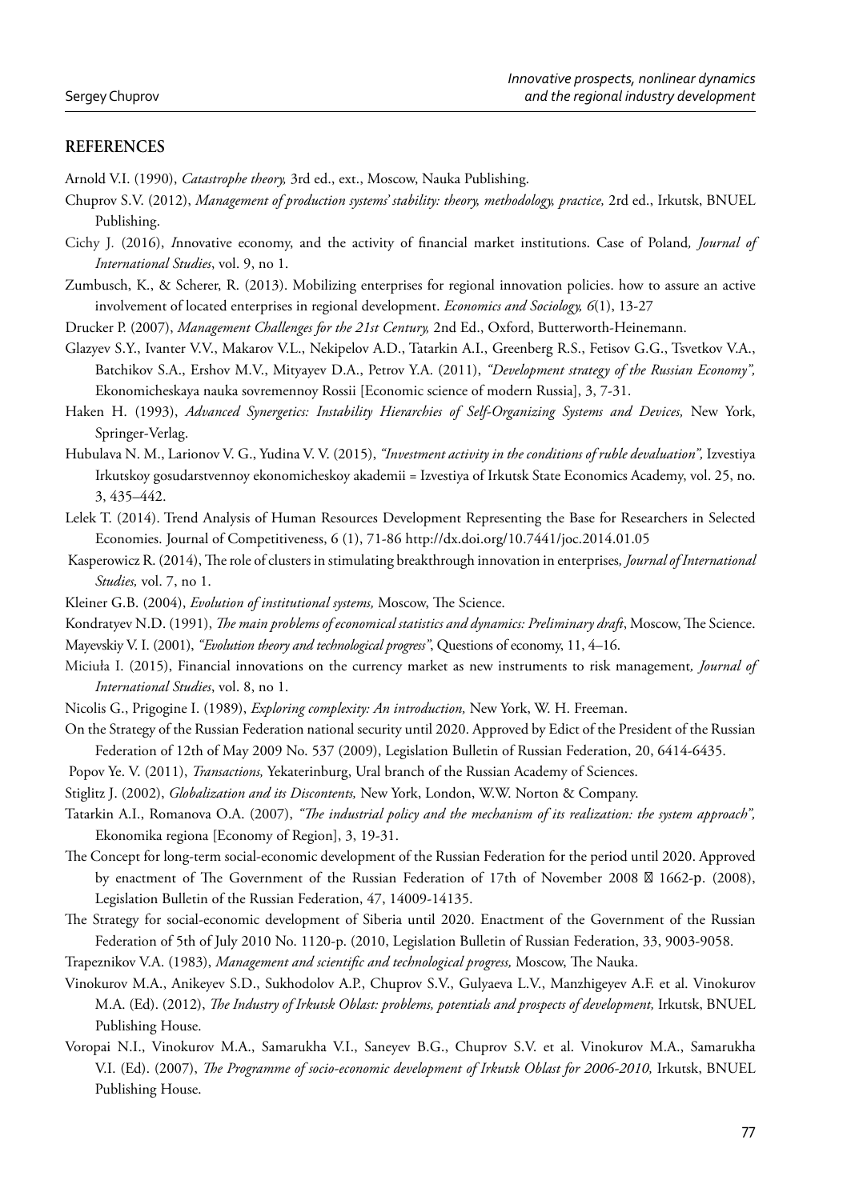## REFERENCES

Arnold V.I. (1990), *Catastrophe theory,* 3rd ed., ext., Moscow, Nauka Publishing.

Chuprov S.V. (2012), *Management of production systems' stability: theory, methodology, practice,* 2rd ed., Irkutsk, BNUEL Publishing.

Cichy J. (2016), *I*nnovative economy, and the activity of financial market institutions. Case of Poland*, Journal of International Studies*, vol. 9, no 1.

Zumbusch, K., & Scherer, R. (2013). Mobilizing enterprises for regional innovation policies. how to assure an active involvement of located enterprises in regional development. *Economics and Sociology, 6*(1), 13-27

Drucker P. (2007), *Management Challenges for the 21st Century,* 2nd Ed., Oxford, Butterworth-Heinemann.

Glazyev S.Y., Ivanter V.V., Makarov V.L., Nekipelov A.D., Tatarkin A.I., Greenberg R.S., Fetisov G.G., Tsvetkov V.A., Batchikov S.A., Ershov M.V., Mityayev D.A., Petrov Y.A. (2011), *"Development strategy of the Russian Economy",* Ekonomicheskaya nauka sovremennoy Rossii [Economic science of modern Russia], 3, 7-31.

Haken H. (1993), *Advanced Synergetics: Instability Hierarchies of Self-Organizing Systems and Devices,* New York, Springer-Verlag.

Hubulava N. M., Larionov V. G., Yudina V. V. (2015), *"Investment activity in the conditions of ruble devaluation",* Izvestiya Irkutskoy gosudarstvennoy ekonomicheskoy akademii = Izvestiya of Irkutsk State Economics Academy, vol. 25, no. 3, 435–442.

Lelek T. (2014). Trend Analysis of Human Resources Development Representing the Base for Researchers in Selected Economies. Journal of Competitiveness, 6 (1), 71-86 http://dx.doi.org/10.7441/joc.2014.01.05

Kasperowicz R. (2014), The role of clusters in stimulating breakthrough innovation in enterprises*, Journal of International Studies,* vol. 7, no 1.

Kleiner G.B. (2004), *Evolution of institutional systems,* Moscow, The Science.

Kondratyev N.D. (1991), *The main problems of economical statistics and dynamics: Preliminary draft*, Moscow, The Science.

Mayevskiy V. I. (2001), *"Evolution theory and technological progress"*, Questions of economy, 11, 4–16.

Miciuła I. (2015), Financial innovations on the currency market as new instruments to risk management*, Journal of International Studies*, vol. 8, no 1.

Nicolis G., Prigogine I. (1989), *Exploring complexity: An introduction,* New York, W. H. Freeman.

On the Strategy of the Russian Federation national security until 2020. Approved by Edict of the President of the Russian Federation of 12th of May 2009 No. 537 (2009), Legislation Bulletin of Russian Federation, 20, 6414-6435.

Popov Ye. V. (2011), *Transactions,* Yekaterinburg, Ural branch of the Russian Academy of Sciences.

Stiglitz J. (2002), *Globalization and its Discontents,* New York, London, W.W. Norton & Company.

Tatarkin A.I., Romanova O.A. (2007), *"The industrial policy and the mechanism of its realization: the system approach",* Ekonomika regiona [Economy of Region], 3, 19-31.

The Concept for long-term social-economic development of the Russian Federation for the period until 2020. Approved by enactment of The Government of the Russian Federation of 17th of November 2008 № 1662-p. (2008), Legislation Bulletin of the Russian Federation, 47, 14009-14135.

The Strategy for social-economic development of Siberia until 2020. Enactment of the Government of the Russian Federation of 5th of July 2010 No. 1120-p. (2010, Legislation Bulletin of Russian Federation, 33, 9003-9058.

Trapeznikov V.A. (1983), *Management and scientific and technological progress,* Moscow, The Nauka.

Vinokurov M.A., Anikeyev S.D., Sukhodolov A.P., Chuprov S.V., Gulyaeva L.V., Manzhigeyev A.F. et al. Vinokurov M.A. (Ed). (2012), *The Industry of Irkutsk Oblast: problems, potentials and prospects of development,* Irkutsk, BNUEL Publishing House.

Voropai N.I., Vinokurov M.A., Samarukha V.I., Saneyev B.G., Chuprov S.V. et al. Vinokurov M.A., Samarukha V.I. (Ed). (2007), *The Programme of socio-economic development of Irkutsk Oblast for 2006-2010,* Irkutsk, BNUEL Publishing House.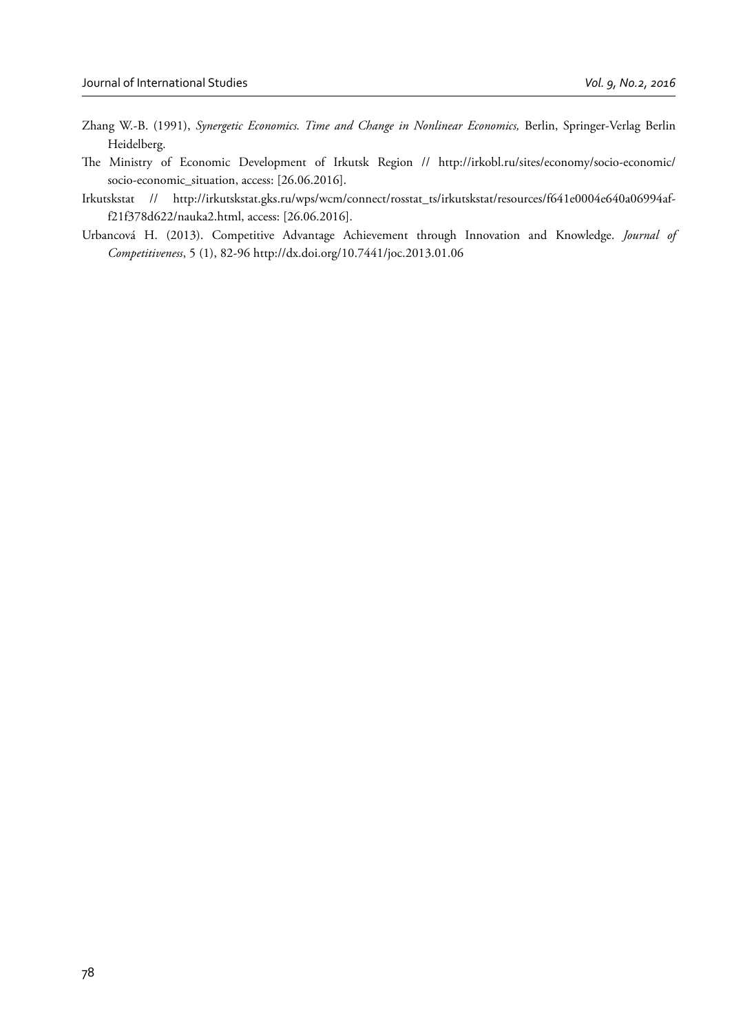Zhang W.-B. (1991), *Synergetic Economics. Time and Change in Nonlinear Economics,* Berlin, Springer-Verlag Berlin Heidelberg.

The Ministry of Economic Development of Irkutsk Region // http://irkobl.ru/sites/economy/socio-economic/socio-economic_situation, access: [26.06.2016].

Irkutskstat // http://irkutskstat.gks.ru/wps/wcm/connect/rosstat_ts/irkutskstat/resources/f641e0004e640a06994af-f21f378d622/nauka2.html, access: [26.06.2016].

Urbancová H. (2013). Competitive Advantage Achievement through Innovation and Knowledge. *Journal of Competitiveness*, 5 (1), 82-96 http://dx.doi.org/10.7441/joc.2013.01.06